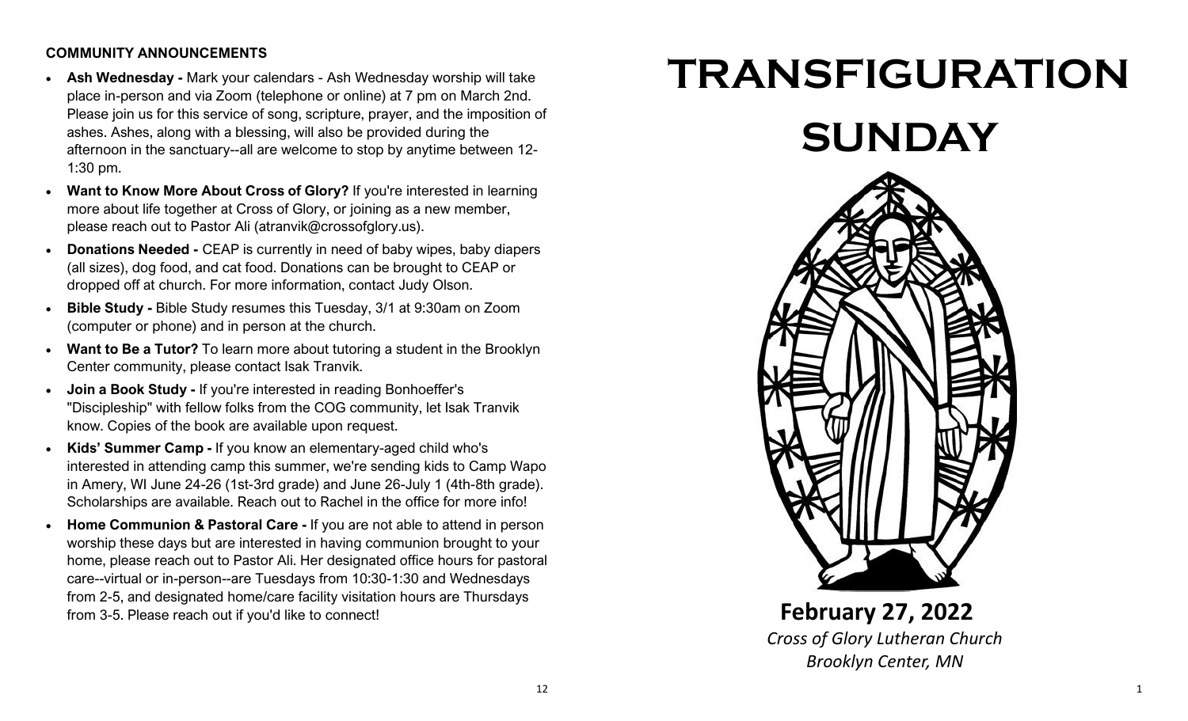**COMMUNITY ANNOUNCEMENTS**

- **Ash Wednesday -** Mark your calendars - Ash Wednesday worship will take place in-person and via Zoom (telephone or online) at 7 pm on March 2nd. Please join us for this service of song, scripture, prayer, and the imposition of ashes. Ashes, along with a blessing, will also be provided during the afternoon in the sanctuary--all are welcome to stop by anytime between 12-1:30 pm.
- **Want to Know More About Cross of Glory?** If you're interested in learning more about life together at Cross of Glory, or joining as a new member, please reach out to Pastor Ali (atranvik@crossofglory.us).
- **Donations Needed -** CEAP is currently in need of baby wipes, baby diapers (all sizes), dog food, and cat food. Donations can be brought to CEAP or dropped off at church. For more information, contact Judy Olson.
- **Bible Study -** Bible Study resumes this Tuesday, 3/1 at 9:30am on Zoom (computer or phone) and in person at the church.
- **Want to Be a Tutor?** To learn more about tutoring a student in the Brooklyn Center community, please contact Isak Tranvik.
- **Join a Book Study -** If you're interested in reading Bonhoeffer's "Discipleship" with fellow folks from the COG community, let Isak Tranvik know. Copies of the book are available upon request.
- **Kids' Summer Camp -** If you know an elementary-aged child who's interested in attending camp this summer, we're sending kids to Camp Wapo in Amery, WI June 24-26 (1st-3rd grade) and June 26-July 1 (4th-8th grade). Scholarships are available. Reach out to Rachel in the office for more info!
- **Home Communion & Pastoral Care -** If you are not able to attend in person worship these days but are interested in having communion brought to your home, please reach out to Pastor Ali. Her designated office hours for pastoral care--virtual or in-person--are Tuesdays from 10:30-1:30 and Wednesdays from 2-5, and designated home/care facility visitation hours are Thursdays from 3-5. Please reach out if you'd like to connect!

# TRANSFIGURATION SUNDAY

**February 27, 2022**

*Cross of Glory Lutheran Church*

*Brooklyn Center, MN*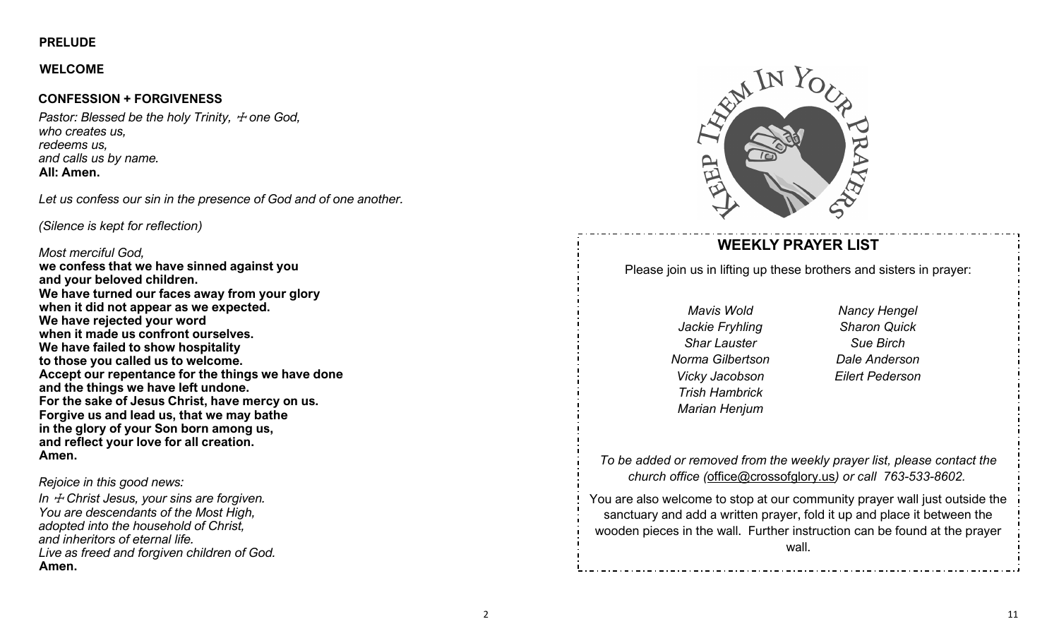**PRELUDE**

**WELCOME**

**CONFESSION + FORGIVENESS**

*Pastor: Blessed be the holy Trinity, ☩ one God,*
*who creates us,*
*redeems us,*
*and calls us by name.*
**All: Amen.**

*Let us confess our sin in the presence of God and of one another.*

*(Silence is kept for reflection)*

*Most merciful God,*
**we confess that we have sinned against you**
**and your beloved children.**
**We have turned our faces away from your glory**
**when it did not appear as we expected.**
**We have rejected your word**
**when it made us confront ourselves.**
**We have failed to show hospitality**
**to those you called us to welcome.**
**Accept our repentance for the things we have done**
**and the things we have left undone.**
**For the sake of Jesus Christ, have mercy on us.**
**Forgive us and lead us, that we may bathe**
**in the glory of your Son born among us,**
**and reflect your love for all creation.**
**Amen.**

*Rejoice in this good news:*
*In ☩ Christ Jesus, your sins are forgiven.*
*You are descendants of the Most High,*
*adopted into the household of Christ,*
*and inheritors of eternal life.*
*Live as freed and forgiven children of God.*
**Amen.**

KEEP THEM IN YOUR PRAYERS

## WEEKLY PRAYER LIST

Please join us in lifting up these brothers and sisters in prayer:

*Mavis Wold*
*Jackie Fryhling*
*Shar Lauster*
*Norma Gilbertson*
*Vicky Jacobson*
*Trish Hambrick*
*Marian Henjum*
*Nancy Hengel*
*Sharon Quick*
*Sue Birch*
*Dale Anderson*
*Eilert Pederson*

*To be added or removed from the weekly prayer list, please contact the church office (*office@crossofglory.us*) or call 763-533-8602.*

You are also welcome to stop at our community prayer wall just outside the sanctuary and add a written prayer, fold it up and place it between the wooden pieces in the wall. Further instruction can be found at the prayer wall.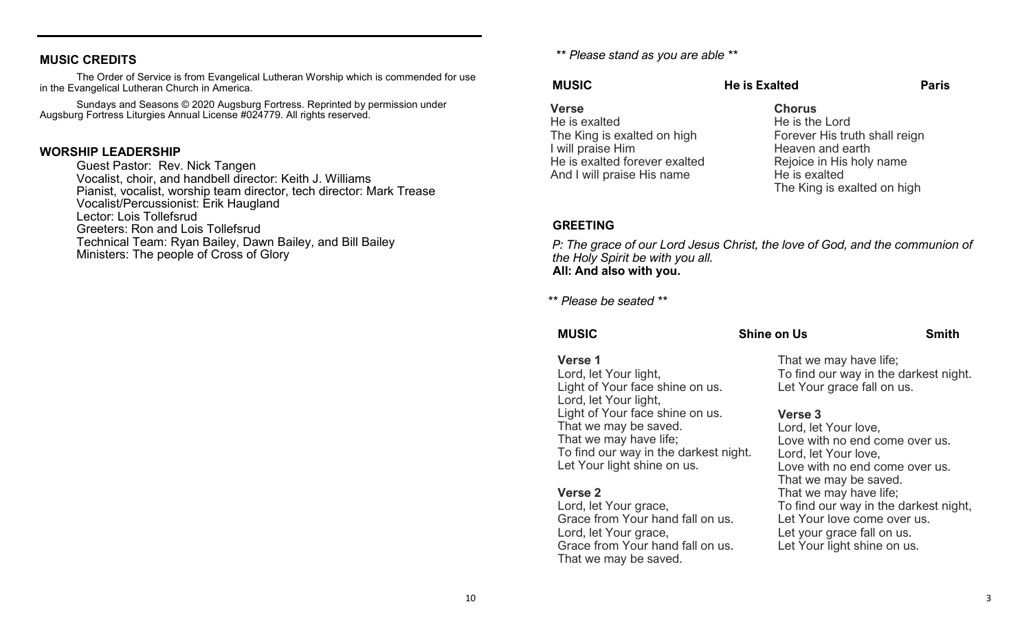## MUSIC CREDITS

The Order of Service is from Evangelical Lutheran Worship which is commended for use in the Evangelical Lutheran Church in America.

Sundays and Seasons © 2020 Augsburg Fortress. Reprinted by permission under Augsburg Fortress Liturgies Annual License #024779. All rights reserved.

## WORSHIP LEADERSHIP

Guest Pastor: Rev. Nick Tangen
Vocalist, choir, and handbell director: Keith J. Williams
Pianist, vocalist, worship team director, tech director: Mark Trease
Vocalist/Percussionist: Erik Haugland
Lector: Lois Tollefsrud
Greeters: Ron and Lois Tollefsrud
Technical Team: Ryan Bailey, Dawn Bailey, and Bill Bailey
Ministers: The people of Cross of Glory

*\*\* Please stand as you are able \*\**

**MUSIC** **He is Exalted** **Paris**

**Verse**
He is exalted
The King is exalted on high
I will praise Him
He is exalted forever exalted
And I will praise His name

**Chorus**
He is the Lord
Forever His truth shall reign
Heaven and earth
Rejoice in His holy name
He is exalted
The King is exalted on high

## GREETING

*P: The grace of our Lord Jesus Christ, the love of God, and the communion of the Holy Spirit be with you all.*
**All: And also with you.**

*\*\* Please be seated \*\**

**MUSIC** **Shine on Us** **Smith**

**Verse 1**
Lord, let Your light,
Light of Your face shine on us.
Lord, let Your light,
Light of Your face shine on us.
That we may be saved.
That we may have life;
To find our way in the darkest night.
Let Your light shine on us.

**Verse 2**
Lord, let Your grace,
Grace from Your hand fall on us.
Lord, let Your grace,
Grace from Your hand fall on us.
That we may be saved.
That we may have life;
To find our way in the darkest night.
Let Your grace fall on us.

**Verse 3**
Lord, let Your love,
Love with no end come over us.
Lord, let Your love,
Love with no end come over us.
That we may be saved.
That we may have life;
To find our way in the darkest night,
Let Your love come over us.
Let your grace fall on us.
Let Your light shine on us.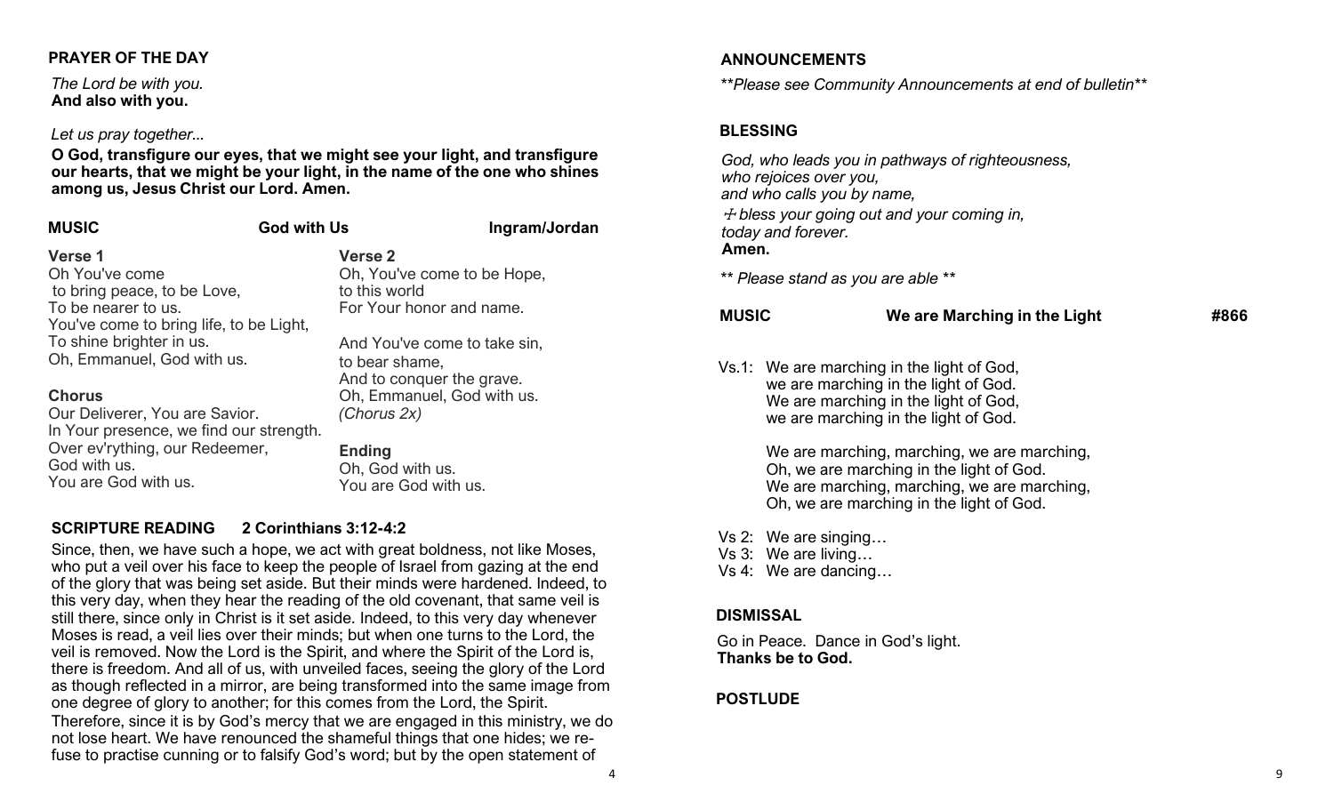## PRAYER OF THE DAY

*The Lord be with you.*
**And also with you.**

*Let us pray together...*

**O God, transfigure our eyes, that we might see your light, and transfigure our hearts, that we might be your light, in the name of the one who shines among us, Jesus Christ our Lord. Amen.**

## MUSIC — God with Us — Ingram/Jordan

**Verse 1**
Oh You've come
to bring peace, to be Love,
To be nearer to us.
You've come to bring life, to be Light,
To shine brighter in us.
Oh, Emmanuel, God with us.

**Chorus**
Our Deliverer, You are Savior.
In Your presence, we find our strength.
Over ev'rything, our Redeemer,
God with us.
You are God with us.

**Verse 2**
Oh, You've come to be Hope,
to this world
For Your honor and name.

And You've come to take sin,
to bear shame,
And to conquer the grave.
Oh, Emmanuel, God with us.
*(Chorus 2x)*

**Ending**
Oh, God with us.
You are God with us.

## SCRIPTURE READING 2 Corinthians 3:12-4:2

Since, then, we have such a hope, we act with great boldness, not like Moses, who put a veil over his face to keep the people of Israel from gazing at the end of the glory that was being set aside. But their minds were hardened. Indeed, to this very day, when they hear the reading of the old covenant, that same veil is still there, since only in Christ is it set aside. Indeed, to this very day whenever Moses is read, a veil lies over their minds; but when one turns to the Lord, the veil is removed. Now the Lord is the Spirit, and where the Spirit of the Lord is, there is freedom. And all of us, with unveiled faces, seeing the glory of the Lord as though reflected in a mirror, are being transformed into the same image from one degree of glory to another; for this comes from the Lord, the Spirit.

Therefore, since it is by God's mercy that we are engaged in this ministry, we do not lose heart. We have renounced the shameful things that one hides; we refuse to practise cunning or to falsify God's word; but by the open statement of

## ANNOUNCEMENTS

*\*\*Please see Community Announcements at end of bulletin\*\**

## BLESSING

*God, who leads you in pathways of righteousness,*
*who rejoices over you,*
*and who calls you by name,*
*☩ bless your going out and your coming in,*
*today and forever.*
**Amen.**

*\*\* Please stand as you are able \*\**

## MUSIC — We are Marching in the Light — #866

Vs.1: We are marching in the light of God,
we are marching in the light of God.
We are marching in the light of God,
we are marching in the light of God.

We are marching, marching, we are marching,
Oh, we are marching in the light of God.
We are marching, marching, we are marching,
Oh, we are marching in the light of God.

Vs 2: We are singing…
Vs 3: We are living…
Vs 4: We are dancing…

## DISMISSAL

Go in Peace. Dance in God's light.
**Thanks be to God.**

## POSTLUDE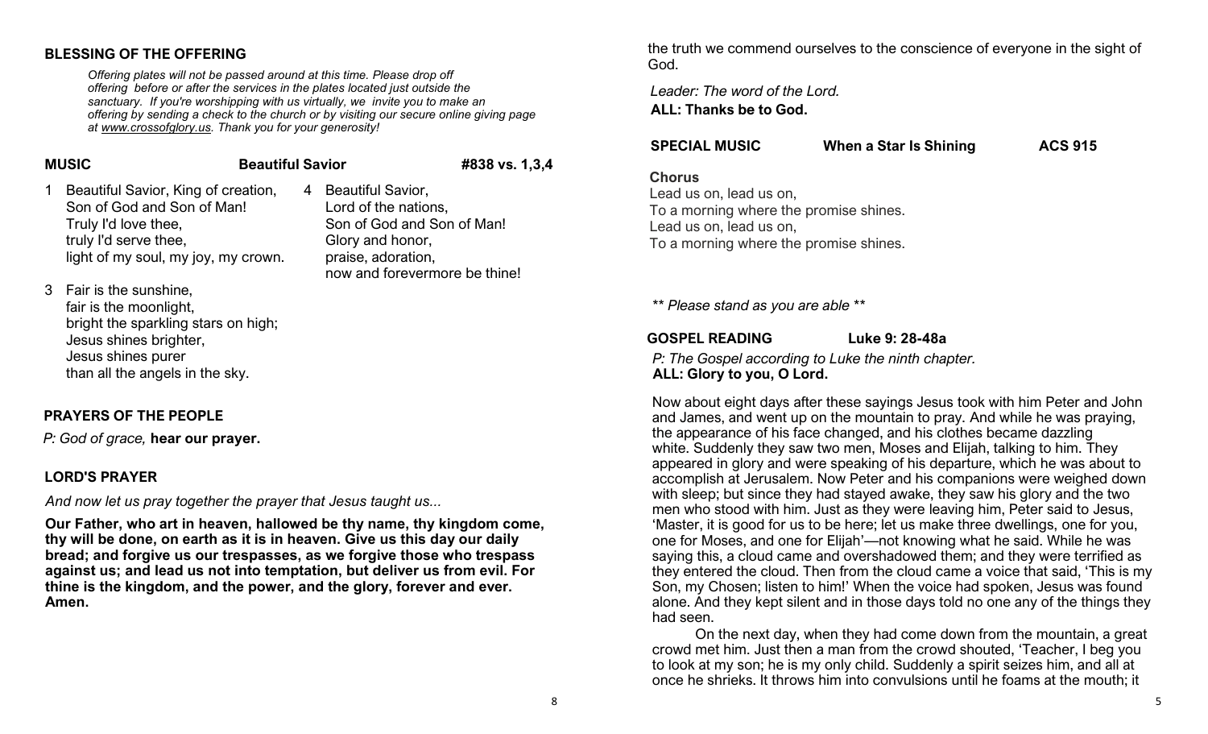## BLESSING OF THE OFFERING

*Offering plates will not be passed around at this time. Please drop off offering before or after the services in the plates located just outside the sanctuary. If you're worshipping with us virtually, we invite you to make an offering by sending a check to the church or by visiting our secure online giving page at www.crossofglory.us. Thank you for your generosity!*

**MUSIC** **Beautiful Savior** **#838 vs. 1,3,4**

1 Beautiful Savior, King of creation,
Son of God and Son of Man!
Truly I'd love thee,
truly I'd serve thee,
light of my soul, my joy, my crown.

3 Fair is the sunshine,
fair is the moonlight,
bright the sparkling stars on high;
Jesus shines brighter,
Jesus shines purer
than all the angels in the sky.

4 Beautiful Savior,
Lord of the nations,
Son of God and Son of Man!
Glory and honor,
praise, adoration,
now and forevermore be thine!

## PRAYERS OF THE PEOPLE

*P: God of grace,* **hear our prayer.**

## LORD'S PRAYER

*And now let us pray together the prayer that Jesus taught us...*

**Our Father, who art in heaven, hallowed be thy name, thy kingdom come, thy will be done, on earth as it is in heaven. Give us this day our daily bread; and forgive us our trespasses, as we forgive those who trespass against us; and lead us not into temptation, but deliver us from evil. For thine is the kingdom, and the power, and the glory, forever and ever. Amen.**

the truth we commend ourselves to the conscience of everyone in the sight of God.

*Leader: The word of the Lord.*
**ALL: Thanks be to God.**

**SPECIAL MUSIC** **When a Star Is Shining** **ACS 915**

**Chorus**
Lead us on, lead us on,
To a morning where the promise shines.
Lead us on, lead us on,
To a morning where the promise shines.

*\*\* Please stand as you are able \*\**

**GOSPEL READING** **Luke 9: 28-48a**

*P: The Gospel according to Luke the ninth chapter.*
**ALL: Glory to you, O Lord.**

Now about eight days after these sayings Jesus took with him Peter and John and James, and went up on the mountain to pray. And while he was praying, the appearance of his face changed, and his clothes became dazzling white. Suddenly they saw two men, Moses and Elijah, talking to him. They appeared in glory and were speaking of his departure, which he was about to accomplish at Jerusalem. Now Peter and his companions were weighed down with sleep; but since they had stayed awake, they saw his glory and the two men who stood with him. Just as they were leaving him, Peter said to Jesus, 'Master, it is good for us to be here; let us make three dwellings, one for you, one for Moses, and one for Elijah'—not knowing what he said. While he was saying this, a cloud came and overshadowed them; and they were terrified as they entered the cloud. Then from the cloud came a voice that said, 'This is my Son, my Chosen; listen to him!' When the voice had spoken, Jesus was found alone. And they kept silent and in those days told no one any of the things they had seen.

On the next day, when they had come down from the mountain, a great crowd met him. Just then a man from the crowd shouted, 'Teacher, I beg you to look at my son; he is my only child. Suddenly a spirit seizes him, and all at once he shrieks. It throws him into convulsions until he foams at the mouth; it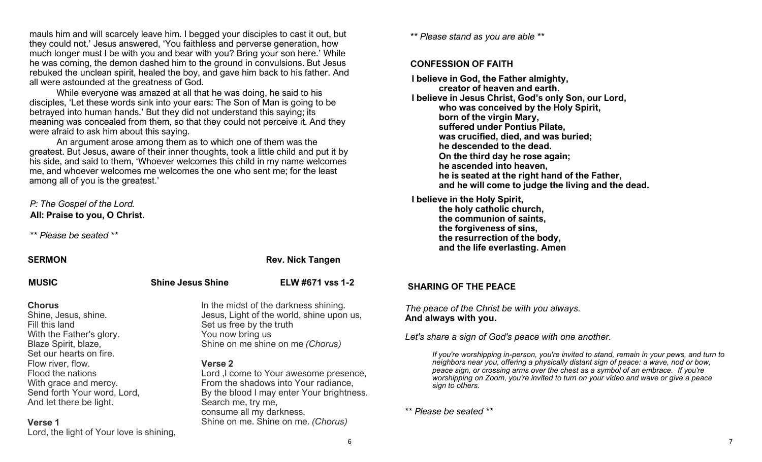mauls him and will scarcely leave him. I begged your disciples to cast it out, but they could not.' Jesus answered, 'You faithless and perverse generation, how much longer must I be with you and bear with you? Bring your son here.' While he was coming, the demon dashed him to the ground in convulsions. But Jesus rebuked the unclean spirit, healed the boy, and gave him back to his father. And all were astounded at the greatness of God.

While everyone was amazed at all that he was doing, he said to his disciples, 'Let these words sink into your ears: The Son of Man is going to be betrayed into human hands.' But they did not understand this saying; its meaning was concealed from them, so that they could not perceive it. And they were afraid to ask him about this saying.

An argument arose among them as to which one of them was the greatest. But Jesus, aware of their inner thoughts, took a little child and put it by his side, and said to them, 'Whoever welcomes this child in my name welcomes me, and whoever welcomes me welcomes the one who sent me; for the least among all of you is the greatest.'

*P: The Gospel of the Lord.*
**All: Praise to you, O Christ.**

*\*\* Please be seated \*\**

**SERMON** **Rev. Nick Tangen**

**MUSIC** **Shine Jesus Shine** **ELW #671 vss 1-2**

**Chorus**
Shine, Jesus, shine.
Fill this land
With the Father's glory.
Blaze Spirit, blaze,
Set our hearts on fire.
Flow river, flow.
Flood the nations
With grace and mercy.
Send forth Your word, Lord,
And let there be light.

**Verse 1**
Lord, the light of Your love is shining,
In the midst of the darkness shining.
Jesus, Light of the world, shine upon us,
Set us free by the truth
You now bring us
Shine on me shine on me *(Chorus)*

**Verse 2**
Lord ,I come to Your awesome presence,
From the shadows into Your radiance,
By the blood I may enter Your brightness.
Search me, try me,
consume all my darkness.
Shine on me. Shine on me. *(Chorus)*

*\*\* Please stand as you are able \*\**

**CONFESSION OF FAITH**

**I believe in God, the Father almighty,**
**creator of heaven and earth.**
**I believe in Jesus Christ, God's only Son, our Lord,**
**who was conceived by the Holy Spirit,**
**born of the virgin Mary,**
**suffered under Pontius Pilate,**
**was crucified, died, and was buried;**
**he descended to the dead.**
**On the third day he rose again;**
**he ascended into heaven,**
**he is seated at the right hand of the Father,**
**and he will come to judge the living and the dead.**

**I believe in the Holy Spirit,**
**the holy catholic church,**
**the communion of saints,**
**the forgiveness of sins,**
**the resurrection of the body,**
**and the life everlasting. Amen**

**SHARING OF THE PEACE**

*The peace of the Christ be with you always.*
**And always with you.**

*Let's share a sign of God's peace with one another.*

*If you're worshipping in-person, you're invited to stand, remain in your pews, and turn to neighbors near you, offering a physically distant sign of peace: a wave, nod or bow, peace sign, or crossing arms over the chest as a symbol of an embrace. If you're worshipping on Zoom, you're invited to turn on your video and wave or give a peace sign to others.*

*\*\* Please be seated \*\**